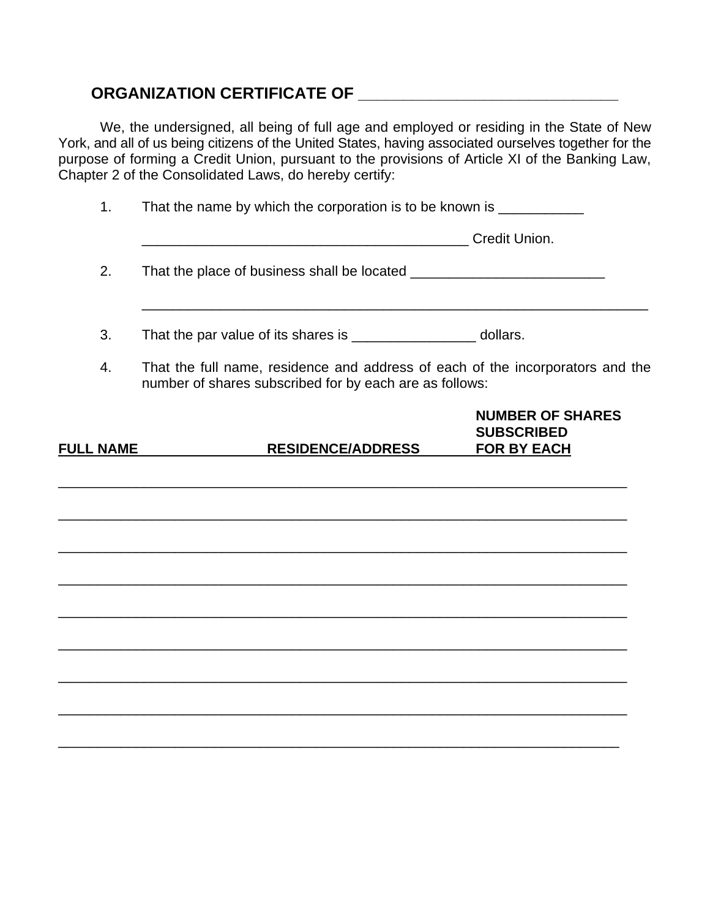## ORGANIZATION CERTIFICATE OF ______________________________

We, the undersigned, all being of full age and employed or residing in the State of New York, and all of us being citizens of the United States, having associated ourselves together for the purpose of forming a Credit Union, pursuant to the provisions of Article XI of the Banking Law, Chapter 2 of the Consolidated Laws, do hereby certify:

1. That the name by which the corporation is to be known is ___________

   __________________________________________ Credit Union.

2. That the place of business shall be located _________________________

   ________________________________________________________________

3. That the par value of its shares is ________________ dollars.

4. That the full name, residence and address of each of the incorporators and the number of shares subscribed for by each are as follows:

| FULL NAME | RESIDENCE/ADDRESS | NUMBER OF SHARES SUBSCRIBED FOR BY EACH |
| --- | --- | --- |
| | | |
| | | |
| | | |
| | | |
| | | |
| | | |
| | | |
| | | |
| | | |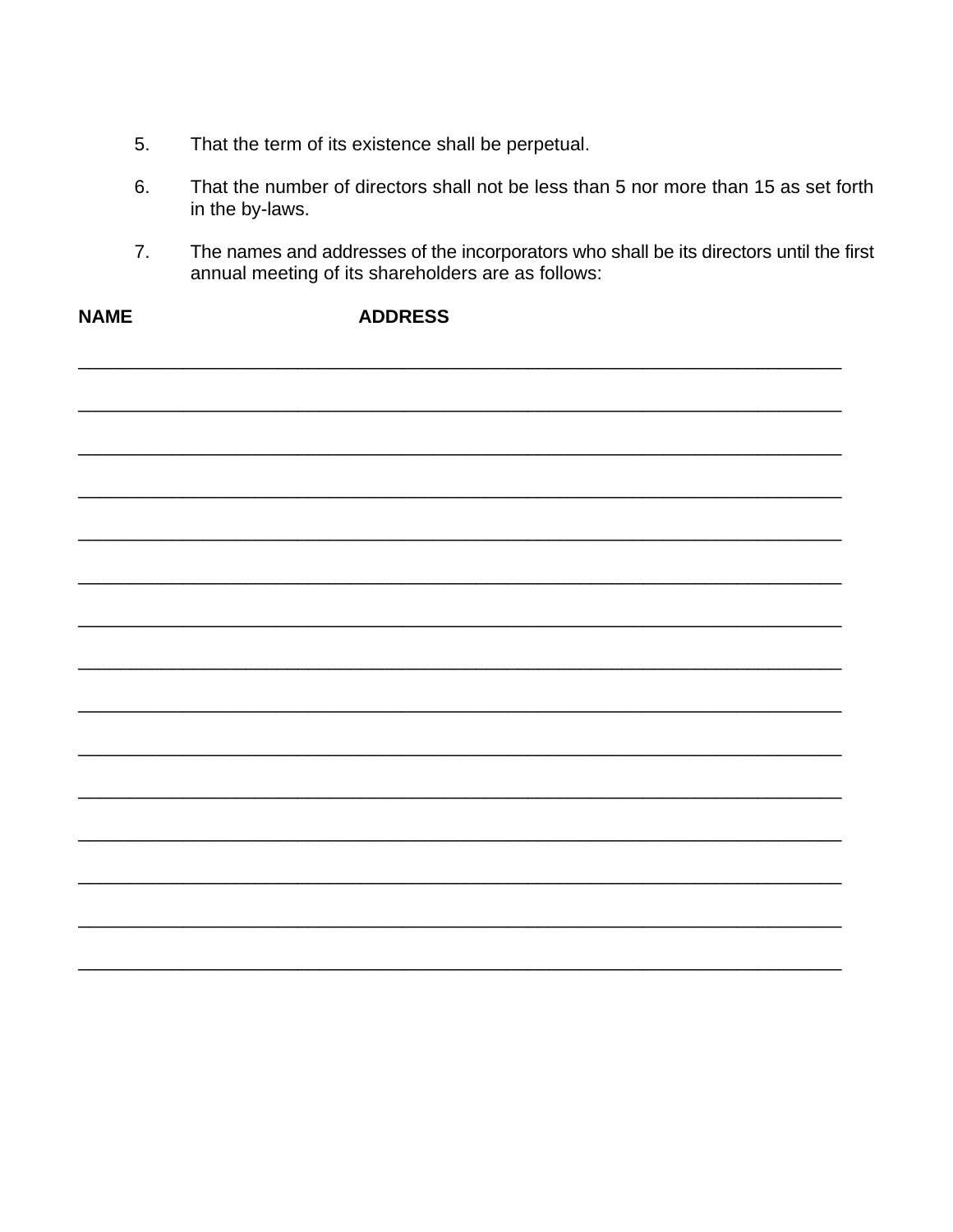5. That the term of its existence shall be perpetual.

6. That the number of directors shall not be less than 5 nor more than 15 as set forth in the by-laws.

7. The names and addresses of the incorporators who shall be its directors until the first annual meeting of its shareholders are as follows:

**NAME** **ADDRESS**

\_\_\_\_\_\_\_\_\_\_\_\_\_\_\_\_\_\_\_\_\_\_\_\_\_\_\_\_\_\_\_\_\_\_\_\_\_\_\_\_\_\_\_\_\_\_\_\_\_\_\_\_\_\_\_\_\_\_\_\_\_\_\_\_\_\_\_\_\_\_\_\_\_\_

\_\_\_\_\_\_\_\_\_\_\_\_\_\_\_\_\_\_\_\_\_\_\_\_\_\_\_\_\_\_\_\_\_\_\_\_\_\_\_\_\_\_\_\_\_\_\_\_\_\_\_\_\_\_\_\_\_\_\_\_\_\_\_\_\_\_\_\_\_\_\_\_\_\_

\_\_\_\_\_\_\_\_\_\_\_\_\_\_\_\_\_\_\_\_\_\_\_\_\_\_\_\_\_\_\_\_\_\_\_\_\_\_\_\_\_\_\_\_\_\_\_\_\_\_\_\_\_\_\_\_\_\_\_\_\_\_\_\_\_\_\_\_\_\_\_\_\_\_

\_\_\_\_\_\_\_\_\_\_\_\_\_\_\_\_\_\_\_\_\_\_\_\_\_\_\_\_\_\_\_\_\_\_\_\_\_\_\_\_\_\_\_\_\_\_\_\_\_\_\_\_\_\_\_\_\_\_\_\_\_\_\_\_\_\_\_\_\_\_\_\_\_\_

\_\_\_\_\_\_\_\_\_\_\_\_\_\_\_\_\_\_\_\_\_\_\_\_\_\_\_\_\_\_\_\_\_\_\_\_\_\_\_\_\_\_\_\_\_\_\_\_\_\_\_\_\_\_\_\_\_\_\_\_\_\_\_\_\_\_\_\_\_\_\_\_\_\_

\_\_\_\_\_\_\_\_\_\_\_\_\_\_\_\_\_\_\_\_\_\_\_\_\_\_\_\_\_\_\_\_\_\_\_\_\_\_\_\_\_\_\_\_\_\_\_\_\_\_\_\_\_\_\_\_\_\_\_\_\_\_\_\_\_\_\_\_\_\_\_\_\_\_

\_\_\_\_\_\_\_\_\_\_\_\_\_\_\_\_\_\_\_\_\_\_\_\_\_\_\_\_\_\_\_\_\_\_\_\_\_\_\_\_\_\_\_\_\_\_\_\_\_\_\_\_\_\_\_\_\_\_\_\_\_\_\_\_\_\_\_\_\_\_\_\_\_\_

\_\_\_\_\_\_\_\_\_\_\_\_\_\_\_\_\_\_\_\_\_\_\_\_\_\_\_\_\_\_\_\_\_\_\_\_\_\_\_\_\_\_\_\_\_\_\_\_\_\_\_\_\_\_\_\_\_\_\_\_\_\_\_\_\_\_\_\_\_\_\_\_\_\_

\_\_\_\_\_\_\_\_\_\_\_\_\_\_\_\_\_\_\_\_\_\_\_\_\_\_\_\_\_\_\_\_\_\_\_\_\_\_\_\_\_\_\_\_\_\_\_\_\_\_\_\_\_\_\_\_\_\_\_\_\_\_\_\_\_\_\_\_\_\_\_\_\_\_

\_\_\_\_\_\_\_\_\_\_\_\_\_\_\_\_\_\_\_\_\_\_\_\_\_\_\_\_\_\_\_\_\_\_\_\_\_\_\_\_\_\_\_\_\_\_\_\_\_\_\_\_\_\_\_\_\_\_\_\_\_\_\_\_\_\_\_\_\_\_\_\_\_\_

\_\_\_\_\_\_\_\_\_\_\_\_\_\_\_\_\_\_\_\_\_\_\_\_\_\_\_\_\_\_\_\_\_\_\_\_\_\_\_\_\_\_\_\_\_\_\_\_\_\_\_\_\_\_\_\_\_\_\_\_\_\_\_\_\_\_\_\_\_\_\_\_\_\_

\_\_\_\_\_\_\_\_\_\_\_\_\_\_\_\_\_\_\_\_\_\_\_\_\_\_\_\_\_\_\_\_\_\_\_\_\_\_\_\_\_\_\_\_\_\_\_\_\_\_\_\_\_\_\_\_\_\_\_\_\_\_\_\_\_\_\_\_\_\_\_\_\_\_

\_\_\_\_\_\_\_\_\_\_\_\_\_\_\_\_\_\_\_\_\_\_\_\_\_\_\_\_\_\_\_\_\_\_\_\_\_\_\_\_\_\_\_\_\_\_\_\_\_\_\_\_\_\_\_\_\_\_\_\_\_\_\_\_\_\_\_\_\_\_\_\_\_\_

\_\_\_\_\_\_\_\_\_\_\_\_\_\_\_\_\_\_\_\_\_\_\_\_\_\_\_\_\_\_\_\_\_\_\_\_\_\_\_\_\_\_\_\_\_\_\_\_\_\_\_\_\_\_\_\_\_\_\_\_\_\_\_\_\_\_\_\_\_\_\_\_\_\_

\_\_\_\_\_\_\_\_\_\_\_\_\_\_\_\_\_\_\_\_\_\_\_\_\_\_\_\_\_\_\_\_\_\_\_\_\_\_\_\_\_\_\_\_\_\_\_\_\_\_\_\_\_\_\_\_\_\_\_\_\_\_\_\_\_\_\_\_\_\_\_\_\_\_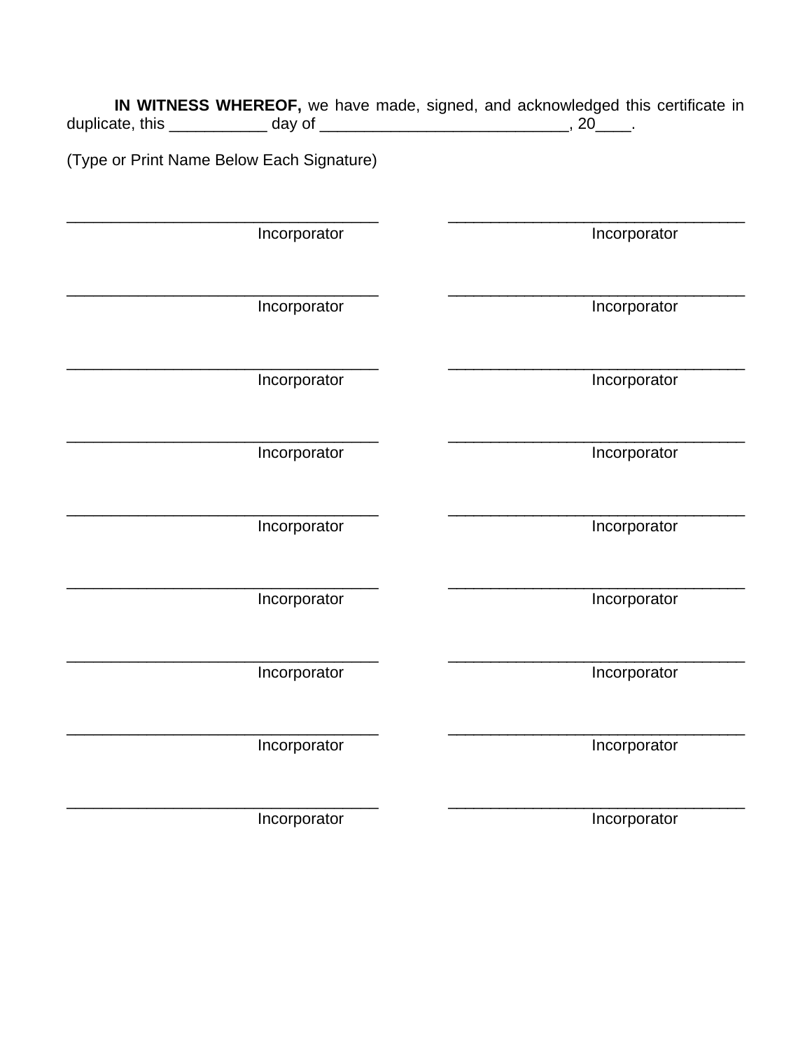**IN WITNESS WHEREOF,** we have made, signed, and acknowledged this certificate in duplicate, this ___________ day of ____________________________, 20____.

(Type or Print Name Below Each Signature)

| | |
|---|---|
| ___________________________________ | ___________________________________ |
| Incorporator | Incorporator |
| ___________________________________ | ___________________________________ |
| Incorporator | Incorporator |
| ___________________________________ | ___________________________________ |
| Incorporator | Incorporator |
| ___________________________________ | ___________________________________ |
| Incorporator | Incorporator |
| ___________________________________ | ___________________________________ |
| Incorporator | Incorporator |
| ___________________________________ | ___________________________________ |
| Incorporator | Incorporator |
| ___________________________________ | ___________________________________ |
| Incorporator | Incorporator |
| ___________________________________ | ___________________________________ |
| Incorporator | Incorporator |
| ___________________________________ | ___________________________________ |
| Incorporator | Incorporator |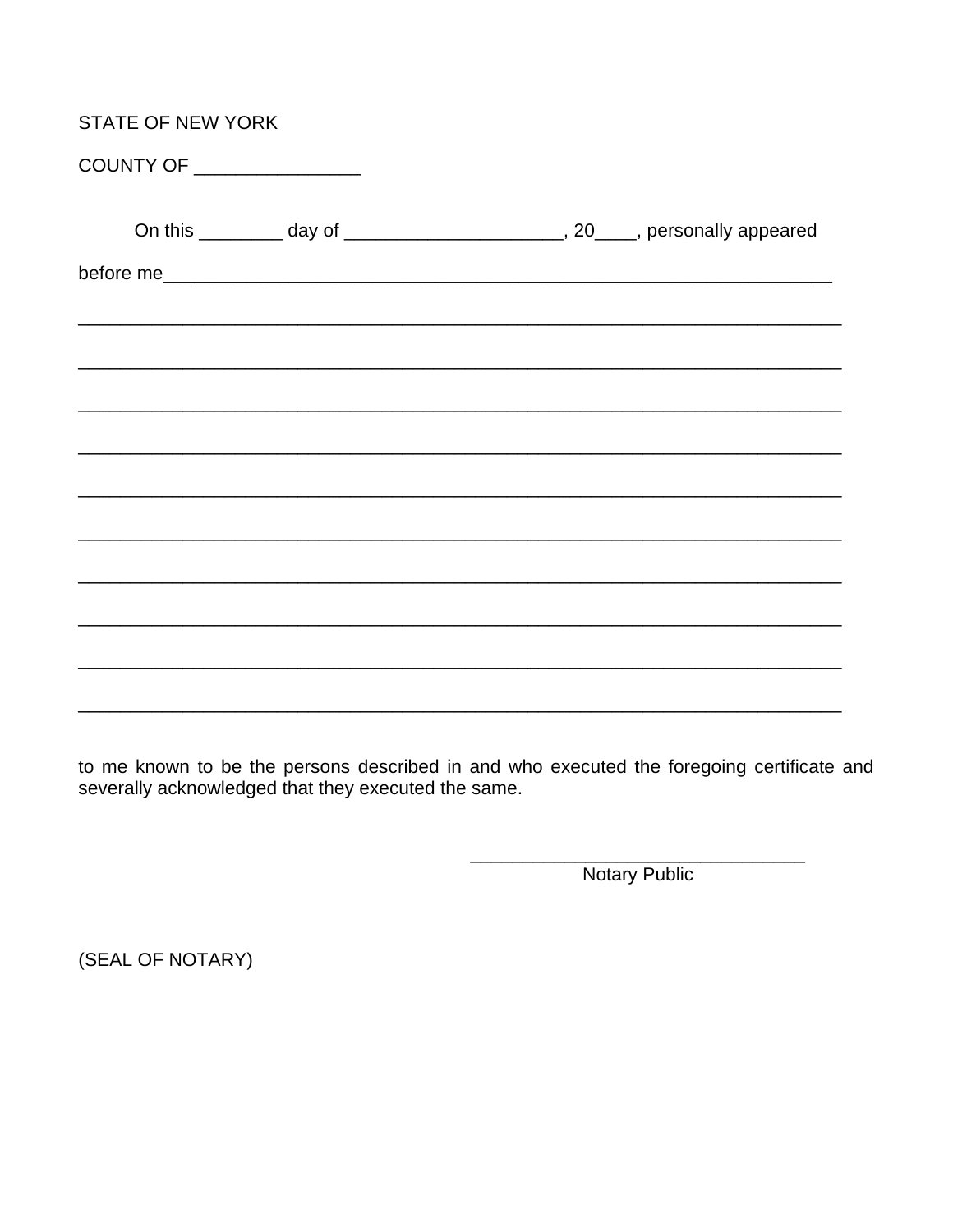STATE OF NEW YORK

COUNTY OF ________________

On this ________ day of ____________________, 20____, personally appeared

before me_______________________________________________________________

__________________________________________________________________________

__________________________________________________________________________

__________________________________________________________________________

__________________________________________________________________________

__________________________________________________________________________

__________________________________________________________________________

__________________________________________________________________________

__________________________________________________________________________

__________________________________________________________________________

__________________________________________________________________________

to me known to be the persons described in and who executed the foregoing certificate and severally acknowledged that they executed the same.

________________________________
Notary Public

(SEAL OF NOTARY)